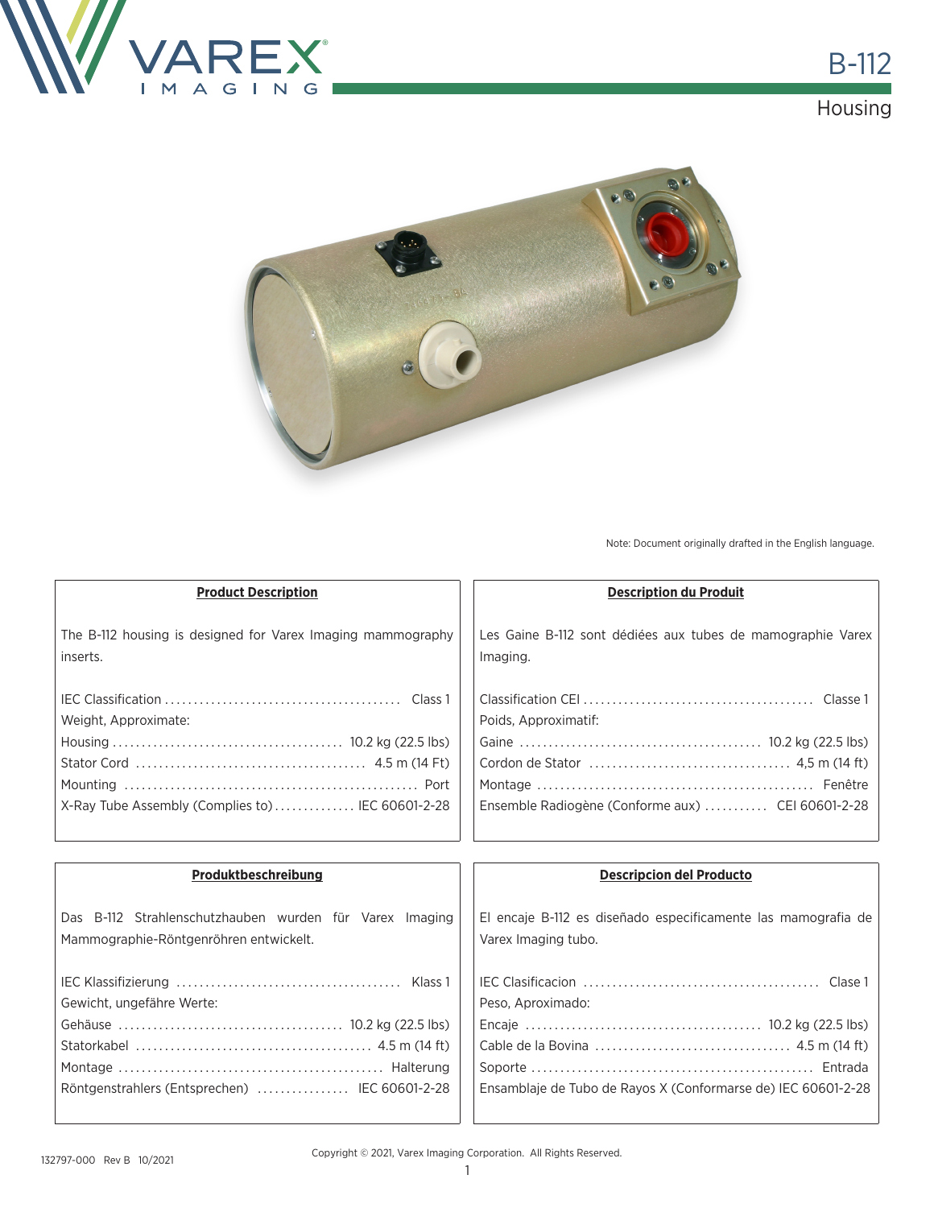# B-112

## Housing

Note: Document originally drafted in the English language.

### Product Description

The B-112 housing is designed for Varex Imaging mammography inserts.

IEC Classification ........................................ Class 1
Weight, Approximate:
Housing ........................................ 10.2 kg (22.5 lbs)
Stator Cord ........................................ 4.5 m (14 Ft)
Mounting ........................................ Port
X-Ray Tube Assembly (Complies to) .............. IEC 60601-2-28

### Description du Produit

Les Gaine B-112 sont dédiées aux tubes de mamographie Varex Imaging.

Classification CEI ........................................ Classe 1
Poids, Approximatif:
Gaine ........................................ 10.2 kg (22.5 lbs)
Cordon de Stator ........................................ 4,5 m (14 ft)
Montage ........................................ Fenêtre
Ensemble Radiogène (Conforme aux) ........... CEI 60601-2-28

### Produktbeschreibung

Das B-112 Strahlenschutzhauben wurden für Varex Imaging Mammographie-Röntgenröhren entwickelt.

IEC Klassifizierung ........................................ Klass 1
Gewicht, ungefähre Werte:
Gehäuse ........................................ 10.2 kg (22.5 lbs)
Statorkabel ........................................ 4.5 m (14 ft)
Montage ........................................ Halterung
Röntgenstrahlers (Entsprechen) ................ IEC 60601-2-28

### Descripcion del Producto

El encaje B-112 es diseñado especificamente las mamografia de Varex Imaging tubo.

IEC Clasificacion ........................................ Clase 1
Peso, Aproximado:
Encaje ........................................ 10.2 kg (22.5 lbs)
Cable de la Bovina ........................................ 4.5 m (14 ft)
Soporte ........................................ Entrada
Ensamblaje de Tubo de Rayos X (Conformarse de) IEC 60601-2-28

132797-000 Rev B 10/2021

Copyright © 2021, Varex Imaging Corporation. All Rights Reserved.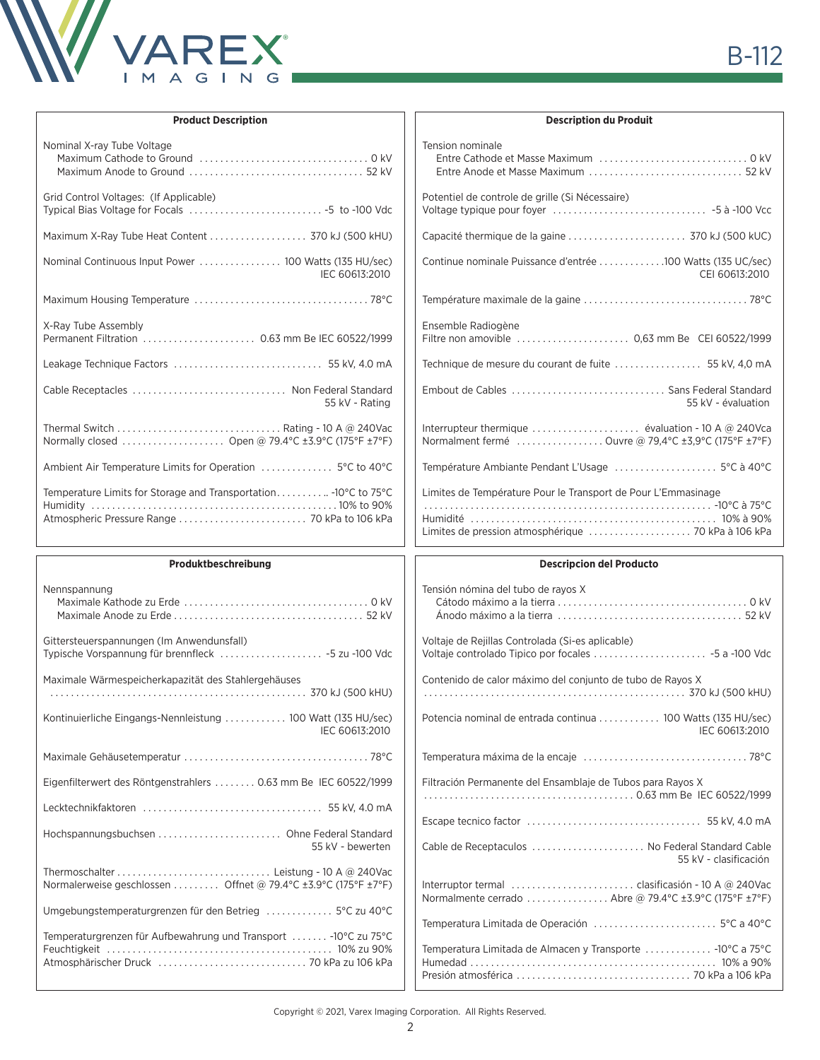# B-112

## Product Description

Nominal X-ray Tube Voltage
- Maximum Cathode to Ground ........ 0 kV
- Maximum Anode to Ground ........ 52 kV

Grid Control Voltages: (If Applicable)
Typical Bias Voltage for Focals ........ -5 to -100 Vdc

Maximum X-Ray Tube Heat Content ........ 370 kJ (500 kHU)

Nominal Continuous Input Power ........ 100 Watts (135 HU/sec) IEC 60613:2010

Maximum Housing Temperature ........ 78°C

X-Ray Tube Assembly
Permanent Filtration ........ 0.63 mm Be IEC 60522/1999

Leakage Technique Factors ........ 55 kV, 4.0 mA

Cable Receptacles ........ Non Federal Standard 55 kV - Rating

Thermal Switch ........ Rating - 10 A @ 240Vac
Normally closed ........ Open @ 79.4°C ±3.9°C (175°F ±7°F)

Ambient Air Temperature Limits for Operation ........ 5°C to 40°C

Temperature Limits for Storage and Transportation........ -10°C to 75°C
Humidity ........ 10% to 90%
Atmospheric Pressure Range ........ 70 kPa to 106 kPa

## Description du Produit

Tension nominale
- Entre Cathode et Masse Maximum ........ 0 kV
- Entre Anode et Masse Maximum ........ 52 kV

Potentiel de controle de grille (Si Nécessaire)
Voltage typique pour foyer ........ -5 à -100 Vcc

Capacité thermique de la gaine ........ 370 kJ (500 kUC)

Continue nominale Puissance d'entrée ........100 Watts (135 UC/sec) CEI 60613:2010

Température maximale de la gaine ........ 78°C

Ensemble Radiogène
Filtre non amovible ........ 0,63 mm Be CEI 60522/1999

Technique de mesure du courant de fuite ........ 55 kV, 4,0 mA

Embout de Cables ........ Sans Federal Standard 55 kV - évaluation

Interrupteur thermique ........ évaluation - 10 A @ 240Vca
Normalment fermé ........ Ouvre @ 79,4°C ±3,9°C (175°F ±7°F)

Température Ambiante Pendant L'Usage ........ 5°C à 40°C

Limites de Température Pour le Transport de Pour L'Emmasinage ........ -10°C à 75°C
Humidité ........ 10% à 90%
Limites de pression atmosphérique ........ 70 kPa à 106 kPa

## Produktbeschreibung

Nennspannung
- Maximale Kathode zu Erde ........ 0 kV
- Maximale Anode zu Erde ........ 52 kV

Gittersteuerspannungen (Im Anwendunsfall)
Typische Vorspannung für brennfleck ........ -5 zu -100 Vdc

Maximale Wärmespeicherkapazität des Stahlergehäuses ........ 370 kJ (500 kHU)

Kontinuierliche Eingangs-Nennleistung ........ 100 Watt (135 HU/sec) IEC 60613:2010

Maximale Gehäusetemperatur ........ 78°C

Eigenfilterwert des Röntgenstrahlers ........ 0.63 mm Be IEC 60522/1999

Lecktechnikfaktoren ........ 55 kV, 4.0 mA

Hochspannungsbuchsen ........ Ohne Federal Standard 55 kV - bewerten

Thermoschalter ........ Leistung - 10 A @ 240Vac
Normalerweise geschlossen ........ Offnet @ 79.4°C ±3.9°C (175°F ±7°F)

Umgebungstemperaturgrenzen für den Betrieg ........ 5°C zu 40°C

Temperaturgrenzen für Aufbewahrung und Transport ........ -10°C zu 75°C
Feuchtigkeit ........ 10% zu 90%
Atmosphärischer Druck ........ 70 kPa zu 106 kPa

## Descripcion del Producto

Tensión nómina del tubo de rayos X
- Cátodo máximo a la tierra ........ 0 kV
- Ánodo máximo a la tierra ........ 52 kV

Voltaje de Rejillas Controlada (Si-es aplicable)
Voltaje controlado Tipico por focales ........ -5 a -100 Vdc

Contenido de calor máximo del conjunto de tubo de Rayos X ........ 370 kJ (500 kHU)

Potencia nominal de entrada continua ........ 100 Watts (135 HU/sec) IEC 60613:2010

Temperatura máxima de la encaje ........ 78°C

Filtración Permanente del Ensamblaje de Tubos para Rayos X ........ 0.63 mm Be IEC 60522/1999

Escape tecnico factor ........ 55 kV, 4.0 mA

Cable de Receptaculos ........ No Federal Standard Cable 55 kV - clasificación

Interruptor termal ........ clasificación - 10 A @ 240Vac
Normalmente cerrado ........ Abre @ 79.4°C ±3.9°C (175°F ±7°F)

Temperatura Limitada de Operación ........ 5°C a 40°C

Temperatura Limitada de Almacen y Transporte ........ -10°C a 75°C
Humedad ........ 10% a 90%
Presión atmosférica ........ 70 kPa a 106 kPa

Copyright © 2021, Varex Imaging Corporation. All Rights Reserved.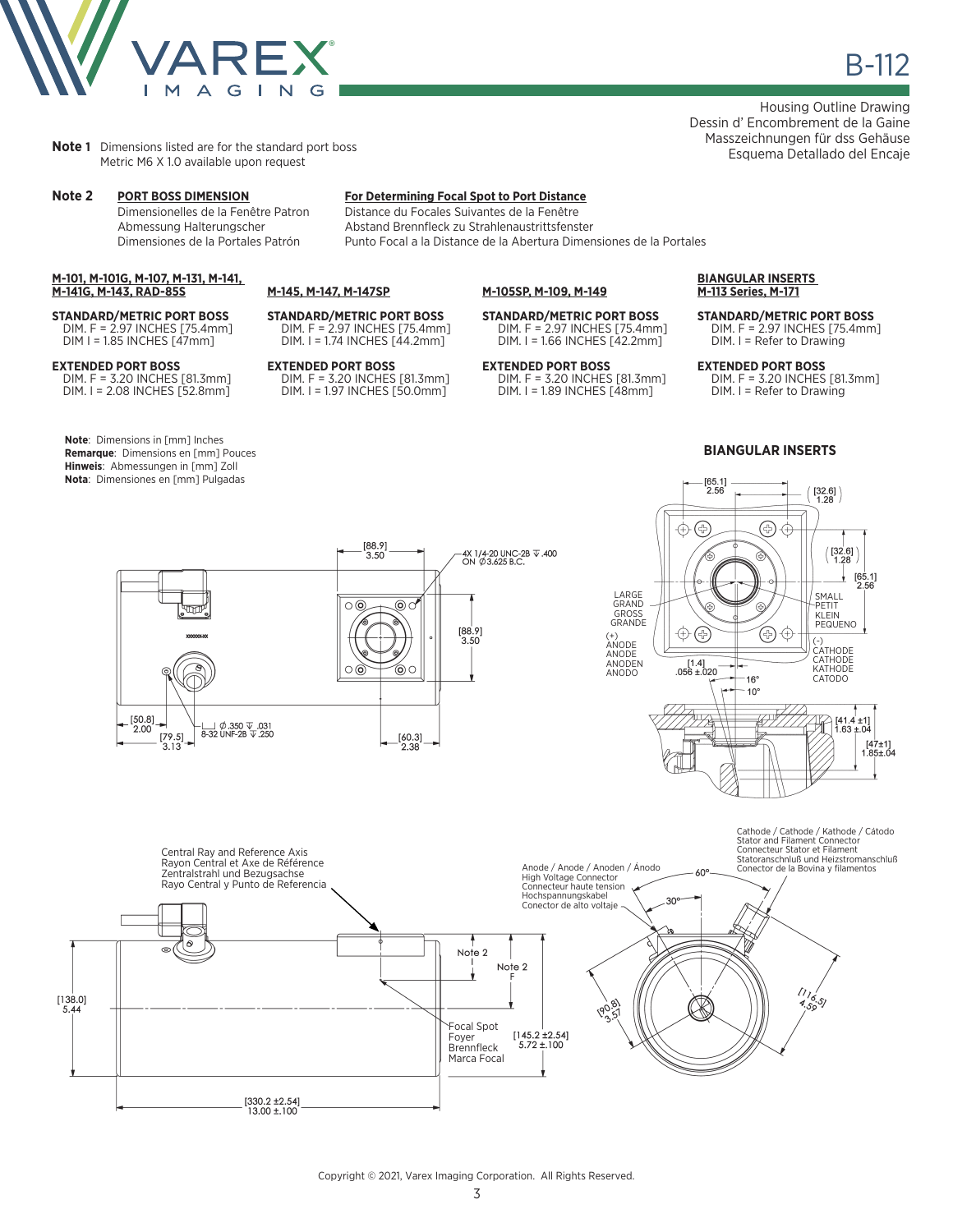# B-112

Housing Outline Drawing
Dessin d' Encombrement de la Gaine
Masszeichnungen für dss Gehäuse
Esquema Detallado del Encaje

**Note 1** Dimensions listed are for the standard port boss
Metric M6 X 1.0 available upon request

**Note 2** **PORT BOSS DIMENSION**
Dimensionelles de la Fenêtre Patron
Abmessung Halterungscher
Dimensiones de la Portales Patrón

**For Determining Focal Spot to Port Distance**
Distance du Focales Suivantes de la Fenêtre
Abstand Brennfleck zu Strahlenaustrittsfenster
Punto Focal a la Distance de la Abertura Dimensiones de la Portales

**M-101, M-101G, M-107, M-131, M-141, M-141G, M-143, RAD-85S**

**STANDARD/METRIC PORT BOSS**
DIM. F = 2.97 INCHES [75.4mm]
DIM I = 1.85 INCHES [47mm]

**EXTENDED PORT BOSS**
DIM. F = 3.20 INCHES [81.3mm]
DIM. I = 2.08 INCHES [52.8mm]

**M-145, M-147, M-147SP**

**STANDARD/METRIC PORT BOSS**
DIM. F = 2.97 INCHES [75.4mm]
DIM. I = 1.74 INCHES [44.2mm]

**EXTENDED PORT BOSS**
DIM. F = 3.20 INCHES [81.3mm]
DIM. I = 1.97 INCHES [50.0mm]

**M-105SP, M-109, M-149**

**STANDARD/METRIC PORT BOSS**
DIM. F = 2.97 INCHES [75.4mm]
DIM. I = 1.66 INCHES [42.2mm]

**EXTENDED PORT BOSS**
DIM. F = 3.20 INCHES [81.3mm]
DIM. I = 1.89 INCHES [48mm]

**BIANGULAR INSERTS M-113 Series, M-171**

**STANDARD/METRIC PORT BOSS**
DIM. F = 2.97 INCHES [75.4mm]
DIM. I = Refer to Drawing

**EXTENDED PORT BOSS**
DIM. F = 3.20 INCHES [81.3mm]
DIM. I = Refer to Drawing

**Note**: Dimensions in [mm] Inches
**Remarque**: Dimensions en [mm] Pouces
**Hinweis**: Abmessungen in [mm] Zoll
**Nota**: Dimensiones en [mm] Pulgadas

**BIANGULAR INSERTS**

[88.9] 3.50
4X 1/4-20 UNC-2B ⟂ .400 ON Ø3.625 B.C.
[88.9] 3.50
[50.8] 2.00
[79.5] 3.13
Ø .350 ⟂ .031
8-32 UNF-2B ⟂ .250
[60.3] 2.38

[65.1] 2.56
[32.6] 1.28
[32.6] 1.28
[65.1] 2.56
LARGE / GRAND / GROSS / GRANDE
SMALL / PETIT / KLEIN / PEQUENO
(+) ANODE / ANODE / ANODEN / ANODO
(-) CATHODE / CATHODE / KATHODE / CATODO
[1.4] .056 ±.020
16°
10°
[41.4 ±1] 1.63 ±.04
[47±1] 1.85±.04

Central Ray and Reference Axis
Rayon Central et Axe de Référence
Zentralstrahl und Bezugsachse
Rayo Central y Punto de Referencia

Note 2 I
Note 2 F
Focal Spot / Foyer / Brennfleck / Marca Focal
[145.2 ±2.54] 5.72 ±.100
[138.0] 5.44
[330.2 ±2.54] 13.00 ±.100

Anode / Anode / Anoden / Ánodo
High Voltage Connector
Connecteur haute tension
Hochspannungskabel
Conector de alto voltaje

Cathode / Cathode / Kathode / Cátodo
Stator and Filament Connector
Connecteur Stator et Filament
Statoranschnluß und Heizstromanschluß
Conector de la Bovina y filamentos

60°
30°
[90.8] 3.57
[116.5] 4.59

Copyright © 2021, Varex Imaging Corporation. All Rights Reserved.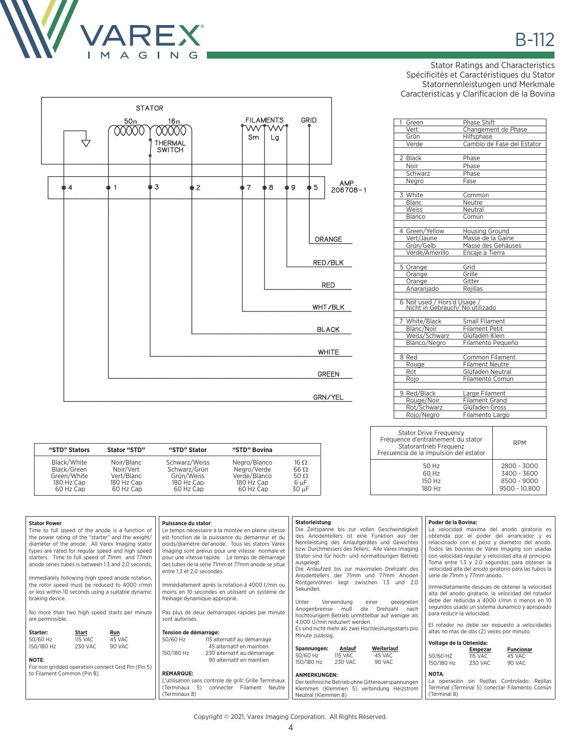# B-112

Stator Ratings and Characteristics
Spécificités et Caractéristiques du Stator
Statornennleistungen und Merkmale
Caracteristicas y Clarificacion de la Bovina

STATOR

50Ω 16Ω

THERMAL SWITCH

FILAMENTS Sm Lg

GRID

4 1 3 2 7 8 9 5

AMP. 206708-1

ORANGE
RED/BLK
RED
WHT/BLK
BLACK
WHITE
GREEN
GRN/YEL

| | | |
|---|---|---|
| 1 | Green | Phase Shift |
| | Vert | Changement de Phase |
| | Grün | Hilfsphase |
| | Verde | Cambio de Fase del Estator |
| 2 | Black | Phase |
| | Noir | Phase |
| | Schwarz | Phase |
| | Negro | Fase |
| 3 | White | Common |
| | Blanc | Neutre |
| | Weiss | Neutral |
| | Blanco | Común |
| 4 | Green/Yellow | Housing Ground |
| | Vert/Jaune | Masse de la Gaine |
| | Grün/Gelb | Masse des Gehäuses |
| | Verde/Amerillo | Encaje a Tierra |
| 5 | Orange | Grid |
| | Orange | Grille |
| | Orange | Gitter |
| | Anaranjado | Rejillas |
| 6 | Not used / Hors'd Usage / Nicht in Gebrauch/ No utilizado | |
| 7 | White/Black | Small Filament |
| | Blanc/Noir | Filament Petit |
| | Weiss/Schwarz | Glüfaden Klein |
| | Blanco/Negro | Filamento Pequeño |
| 8 | Red | Common Filament |
| | Rouge | Filament Neutre |
| | Rot | Glüfaden Neutral |
| | Rojo | Filamento Común |
| 9 | Red/Black | Large Filament |
| | Rouge/Noir | Filament Grand |
| | Rot/Schwarz | Glüfaden Gross |
| | Rojo/Negro | Filamento Largo |

| "STD" Stators | Stator "STD" | "STD" Stator | "STD" Bovina | |
|---|---|---|---|---|
| Black/White | Noir/Blanc | Schwarz/Weiss | Negro/Blanco | 16 Ω |
| Black/Green | Noir/Vert | Schwarz/Grün | Negro/Verde | 66 Ω |
| Green/White | Vert/Blanc | Grün/Weiss | Verde/Blanco | 50 Ω |
| 180 Hz Cap | 180 Hz Cap | 180 Hz Cap | 180 Hz Cap | 6 µF |
| 60 Hz Cap | 60 Hz Cap | 60 Hz Cap | 60 Hz Cap | 30 µF |

| Stator Drive Frequency<br>Fréquence d'entraînement du stator<br>Statorantrieb Frequenz<br>Frecuencia de la impulsión del estator | RPM |
|---|---|
| 50 Hz | 2800 - 3000 |
| 60 Hz | 3400 - 3600 |
| 150 Hz | 8500 - 9000 |
| 180 Hz | 9500 - 10,800 |

**Stator Power**:
Time to full speed of the anode is a function of the power rating of the "starter" and the weight/diameter of the anode. All Varex Imaging stator types are rated for regular speed and high speed starters. Time to full speed of 71mm and 77mm anode series tubes is between 1.3 and 2.0 seconds.

Immediately following high speed anode rotation, the rotor speed must be reduced to 4000 r/min or less within 10 seconds using a suitable dynamic braking device.

No more than two high speed starts per minute are permissible.

| Starter: | Start | Run |
|---|---|---|
| 50/60 Hz | 115 VAC | 45 VAC |
| 150/180 Hz | 230 VAC | 90 VAC |

**NOTE**:
For non gridded operation connect Grid Pin (Pin 5) to Filament Common (Pin 8).

**Puissance du stator**:
Le temps nécessaire à la montée en pleine vitesse est fonction de la puissance du démarreur et du poids/diamétre del'anode. Tous les stators Varex Imaging sont prévus pour une vitesse normale et pour une vitesse rapide. Le temps de démarrage des tubes de la série 71mm et 77mm anode se situe entre 1,3 et 2,0 secondes.

Immédiatement aprés la rotation à 4000 t/min ou moins en 10 secondes en utilisant un système de freinage dynamique approprié.

Pas plus de deux demarrages rapides par minute sont autorisés.

**Tension de démarrage:**

| | |
|---|---|
| 50/60 Hz | 115 alternatif au démarrage<br>45 alternatif en maintien |
| 150/180 Hz | 230 alternatif au démarrage<br>90 alternatif en maintien |

**REMARQUE:**
L'utilisation sans controle de grill: Grille Terminaux (Terminaux 5) connecter Filament Neutre (Terminaux 8)

**Statorleistung**:
Die Zeitspanne bis zur vollen Geschwindigkeit des Anodentellers ist eine Funktion aus der Nennleistung des Anlaufgerätes und Gewichtes bzw. Durchmessers des Tellers. Alle Varex Imaging Stator sind für hoch- und normaltourigen Betrieb ausgelegt.
Die Anlaufzeit bis zur maximalen Drehzahl des Anodentellers der 71mm und 77mm Anoden Röntgenröhren liegt zwischen 1.3 und 2.0 Sekunden.

Unter Verwendung einer geeigneten Anogenbremse muß die Drehzahl nach hochtourigem Betrieb unmittelbar auf weniger als 4,000 U/min reduziert werden.
Es sind nicht mehr als zwei Hochleistungsstarts pro Minute zulässig.

| Spannungen: | Anlauf | Weiterlauf |
|---|---|---|
| 50/60 Hz | 115 VAC | 45 VAC |
| 150/180 Hz | 230 VAC | 90 VAC |

**ANMERKUNGEN:**
Der technische Betrieb ohne Gittereuerspannungen Klemmen (Klemmen 5) verbindung Heizstrom Neutral (Klemmen 8)

**Poder de la Bovina:**
La velocidad maxima del anodo giratorio es obtenida por el poder del arrancador y es relacionado con el peso y diametro del anodo. Todos las bovinas de Varex Imaging son usadas con velocidad regular y velocidad alta al principio. Toma entre 1.3 y 2.0 segundos para obtener la velocidad alta del anodo giratorio para las tubos la serie de 71mm y 77mm anodo.

Immediatamente despues de obtener la velocidad alta del anodo giratario, la velocidad del rotador debe der reducida a 4000 r/min ó menos en 10 segundos usado un sistema dunamico y apropiado para reducir la velocidad.

El rotador no debe ser expuesto a velocidades altas no mas de dos (2) veces por minuto.

**Voltage de la Obtenida:**

| | Empezar | Funcionar |
|---|---|---|
| 50/60 HZ | 115 VAC | 45 VAC |
| 150/180 Hz | 230 VAC | 90 VAC |

**NOTA**:
La operación sin Rejillas Controlado: Rejillas Terminal (Terminal 5) conectar Filamento Común (Terminal 8)

Copyright © 2021, Varex Imaging Corporation. All Rights Reserved.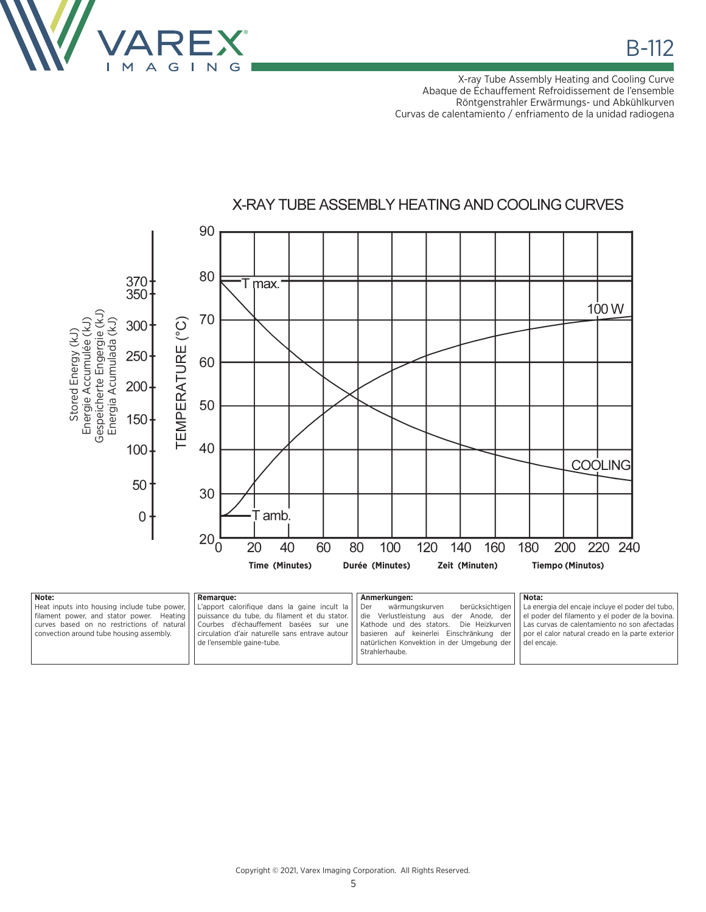# B-112

X-ray Tube Assembly Heating and Cooling Curve
Abaque de Échauffement Refroidissement de l'ensemble
Röntgenstrahler Erwärmungs- und Abkühlkurven
Curvas de calentamiento / enfriamento de la unidad radiogena

## X-RAY TUBE ASSEMBLY HEATING AND COOLING CURVES

Stored Energy (kJ) / Energie Accumulée (kJ) / Gespeicherte Engergie (kJ) / Energia Acumulada (kJ): 0, 50, 100, 150, 200, 250, 300, 350, 370

TEMPERATURE (°C): 20, 30, 40, 50, 60, 70, 80, 90

T max. — T amb. — 100 W — COOLING

Time (Minutes) / Durée (Minutes) / Zeit (Minuten) / Tiempo (Minutos): 0, 20, 40, 60, 80, 100, 120, 140, 160, 180, 200, 220, 240

| **Note:** | **Remarque:** | **Anmerkungen:** | **Nota:** |
|---|---|---|---|
| Heat inputs into housing include tube power, filament power, and stator power. Heating curves based on no restrictions of natural convection around tube housing assembly. | L'apport calorifique dans la gaine incult la puissance du tube, du filament et du stator. Courbes d'échauffement basées sur une circulation d'air naturelle sans entrave autour de l'ensemble gaine-tube. | Der wärmungskurven berücksichtigen die Verlustleistung aus der Anode, der Kathode und des stators. Die Heizkurven basieren auf keinerlei Einschränkung der natürlichen Konvektion in der Umgebung der Strahlerhaube. | La energia del encaje incluye el poder del tubo, el poder del filamento y el poder de la bovina. Las curvas de calentamiento no son afectadas por el calor natural creado en la parte exterior del encaje. |

Copyright © 2021, Varex Imaging Corporation. All Rights Reserved.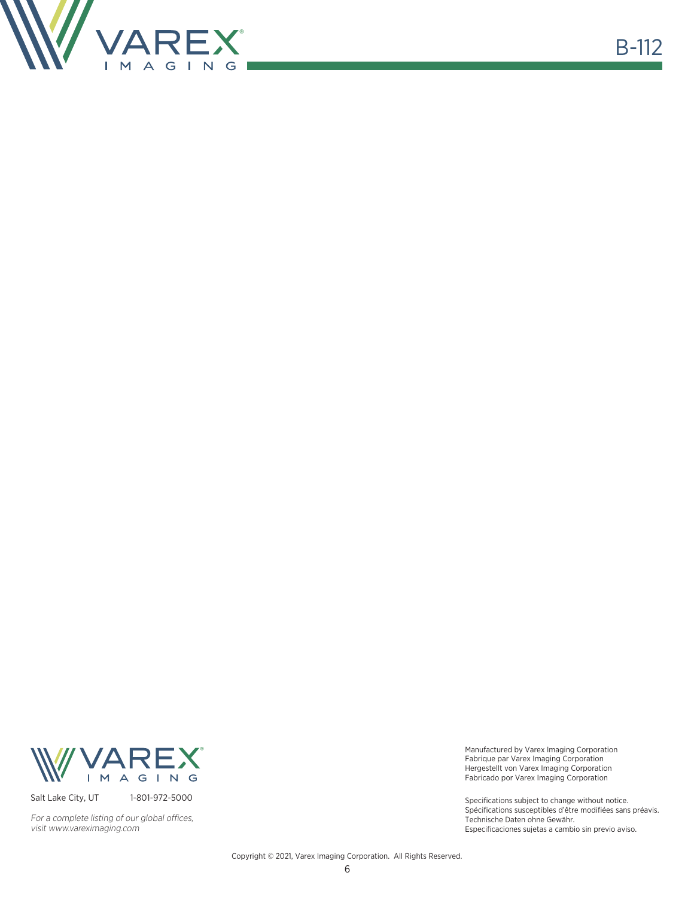Salt Lake City, UT 1-801-972-5000

*For a complete listing of our global offices, visit www.vareximaging.com*

Manufactured by Varex Imaging Corporation
Fabrique par Varex Imaging Corporation
Hergestellt von Varex Imaging Corporation
Fabricado por Varex Imaging Corporation

Specifications subject to change without notice.
Spécifications susceptibles d'être modifiées sans préavis.
Technische Daten ohne Gewähr.
Especificaciones sujetas a cambio sin previo aviso.

Copyright © 2021, Varex Imaging Corporation. All Rights Reserved.